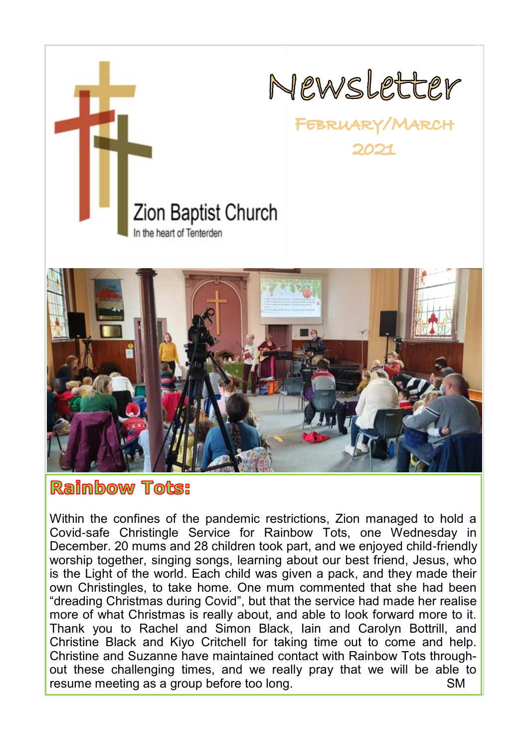# Newsletter

**February/March 2021**

Zion Baptist Church

In the heart of Tenterden

## Rainbow Tots:

Within the confines of the pandemic restrictions, Zion managed to hold a Covid-safe Christingle Service for Rainbow Tots, one Wednesday in December. 20 mums and 28 children took part, and we enjoyed child-friendly worship together, singing songs, learning about our best friend, Jesus, who is the Light of the world. Each child was given a pack, and they made their own Christingles, to take home. One mum commented that she had been "dreading Christmas during Covid", but that the service had made her realise more of what Christmas is really about, and able to look forward more to it. Thank you to Rachel and Simon Black, Iain and Carolyn Bottrill, and Christine Black and Kiyo Critchell for taking time out to come and help. Christine and Suzanne have maintained contact with Rainbow Tots throughout these challenging times, and we really pray that we will be able to resume meeting as a group before too long. SM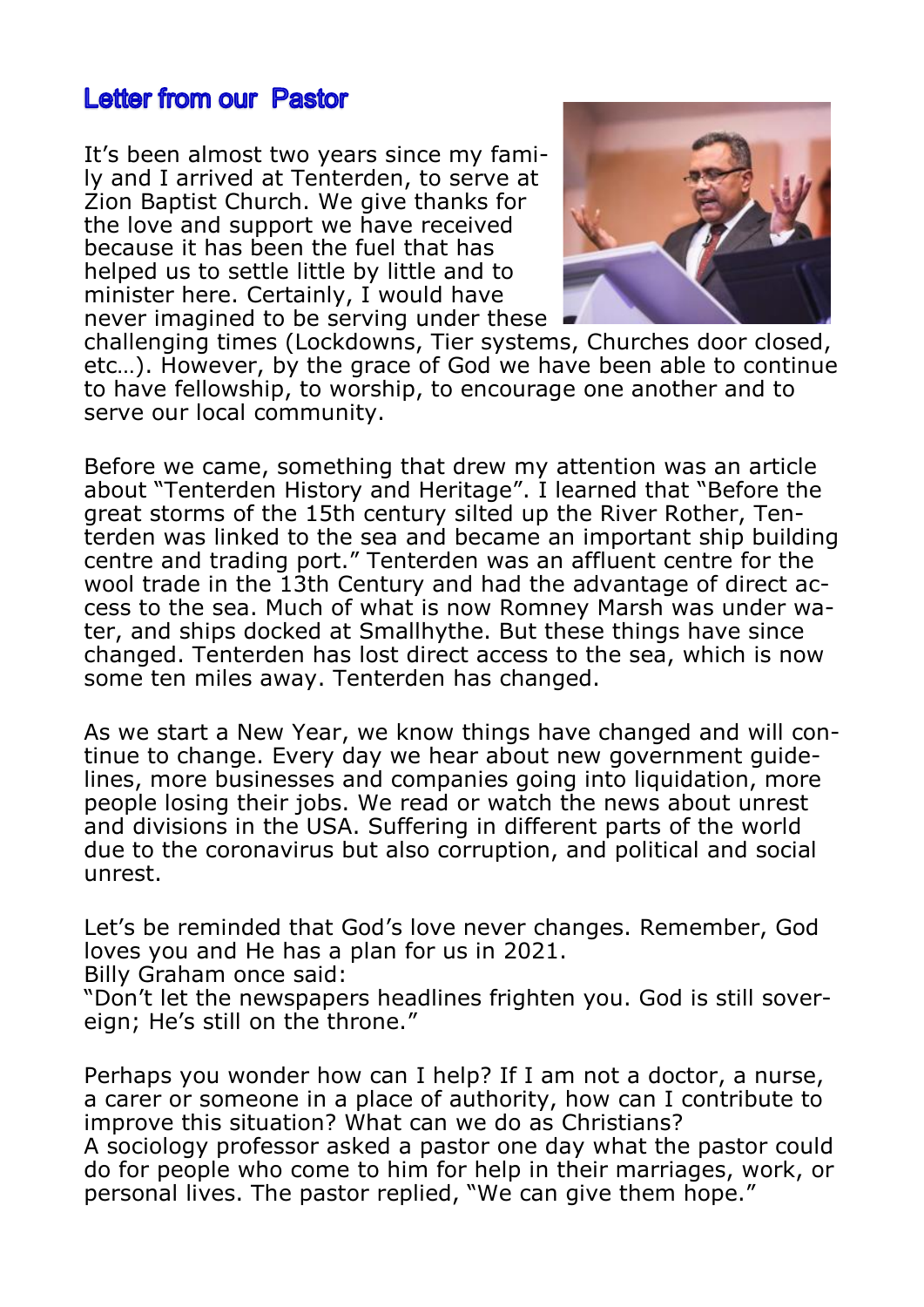## Letter from our Pastor

It's been almost two years since my family and I arrived at Tenterden, to serve at Zion Baptist Church. We give thanks for the love and support we have received because it has been the fuel that has helped us to settle little by little and to minister here. Certainly, I would have never imagined to be serving under these challenging times (Lockdowns, Tier systems, Churches door closed, etc…). However, by the grace of God we have been able to continue to have fellowship, to worship, to encourage one another and to serve our local community.

Before we came, something that drew my attention was an article about "Tenterden History and Heritage". I learned that "Before the great storms of the 15th century silted up the River Rother, Tenterden was linked to the sea and became an important ship building centre and trading port." Tenterden was an affluent centre for the wool trade in the 13th Century and had the advantage of direct access to the sea. Much of what is now Romney Marsh was under water, and ships docked at Smallhythe. But these things have since changed. Tenterden has lost direct access to the sea, which is now some ten miles away. Tenterden has changed.

As we start a New Year, we know things have changed and will continue to change. Every day we hear about new government guidelines, more businesses and companies going into liquidation, more people losing their jobs. We read or watch the news about unrest and divisions in the USA. Suffering in different parts of the world due to the coronavirus but also corruption, and political and social unrest.

Let's be reminded that God's love never changes. Remember, God loves you and He has a plan for us in 2021.
Billy Graham once said:
"Don't let the newspapers headlines frighten you. God is still sovereign; He's still on the throne."

Perhaps you wonder how can I help? If I am not a doctor, a nurse, a carer or someone in a place of authority, how can I contribute to improve this situation? What can we do as Christians?
A sociology professor asked a pastor one day what the pastor could do for people who come to him for help in their marriages, work, or personal lives. The pastor replied, "We can give them hope."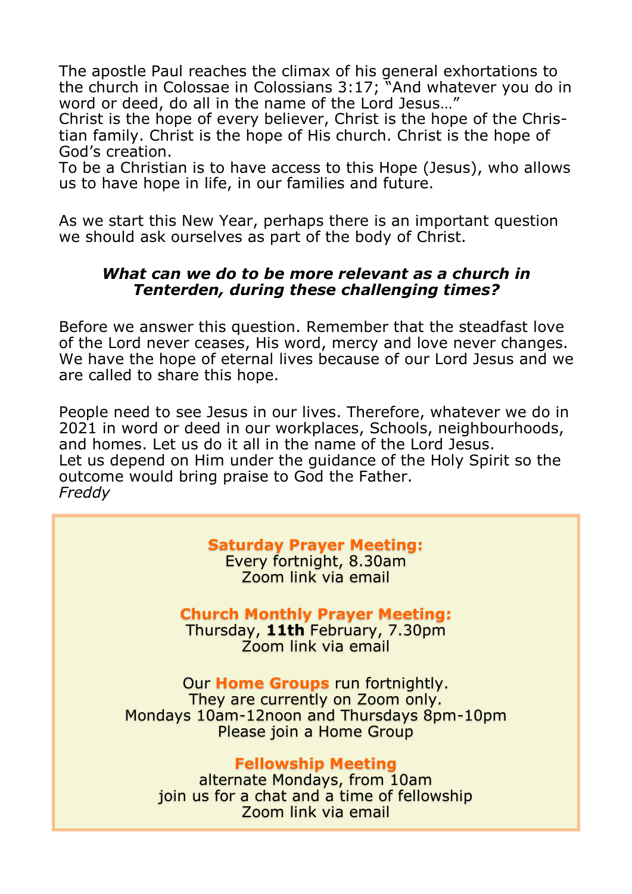The apostle Paul reaches the climax of his general exhortations to the church in Colossae in Colossians 3:17; "And whatever you do in word or deed, do all in the name of the Lord Jesus…"
Christ is the hope of every believer, Christ is the hope of the Christian family. Christ is the hope of His church. Christ is the hope of God's creation.
To be a Christian is to have access to this Hope (Jesus), who allows us to have hope in life, in our families and future.

As we start this New Year, perhaps there is an important question we should ask ourselves as part of the body of Christ.

***What can we do to be more relevant as a church in Tenterden, during these challenging times?***

Before we answer this question. Remember that the steadfast love of the Lord never ceases, His word, mercy and love never changes. We have the hope of eternal lives because of our Lord Jesus and we are called to share this hope.

People need to see Jesus in our lives. Therefore, whatever we do in 2021 in word or deed in our workplaces, Schools, neighbourhoods, and homes. Let us do it all in the name of the Lord Jesus.
Let us depend on Him under the guidance of the Holy Spirit so the outcome would bring praise to God the Father.
*Freddy*

**Saturday Prayer Meeting:**
Every fortnight, 8.30am
Zoom link via email

**Church Monthly Prayer Meeting:**
Thursday, **11th** February, 7.30pm
Zoom link via email

Our **Home Groups** run fortnightly.
They are currently on Zoom only.
Mondays 10am-12noon and Thursdays 8pm-10pm
Please join a Home Group

**Fellowship Meeting**
alternate Mondays, from 10am
join us for a chat and a time of fellowship
Zoom link via email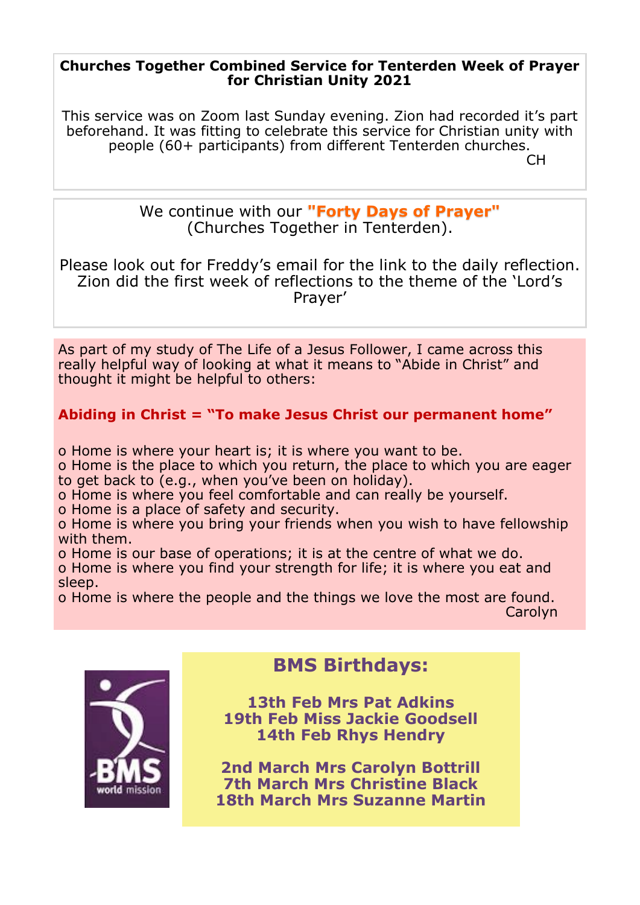**Churches Together Combined Service for Tenterden Week of Prayer for Christian Unity 2021**

This service was on Zoom last Sunday evening. Zion had recorded it's part beforehand. It was fitting to celebrate this service for Christian unity with people (60+ participants) from different Tenterden churches.

CH

We continue with our **"Forty Days of Prayer"** (Churches Together in Tenterden).

Please look out for Freddy's email for the link to the daily reflection. Zion did the first week of reflections to the theme of the 'Lord's Prayer'

As part of my study of The Life of a Jesus Follower, I came across this really helpful way of looking at what it means to "Abide in Christ" and thought it might be helpful to others:

**Abiding in Christ = "To make Jesus Christ our permanent home"**

- Home is where your heart is; it is where you want to be.
- Home is the place to which you return, the place to which you are eager to get back to (e.g., when you've been on holiday).
- Home is where you feel comfortable and can really be yourself.
- Home is a place of safety and security.
- Home is where you bring your friends when you wish to have fellowship with them.
- Home is our base of operations; it is at the centre of what we do.
- Home is where you find your strength for life; it is where you eat and sleep.
- Home is where the people and the things we love the most are found.

Carolyn

## BMS Birthdays:

**13th Feb Mrs Pat Adkins**
**19th Feb Miss Jackie Goodsell**
**14th Feb Rhys Hendry**

**2nd March Mrs Carolyn Bottrill**
**7th March Mrs Christine Black**
**18th March Mrs Suzanne Martin**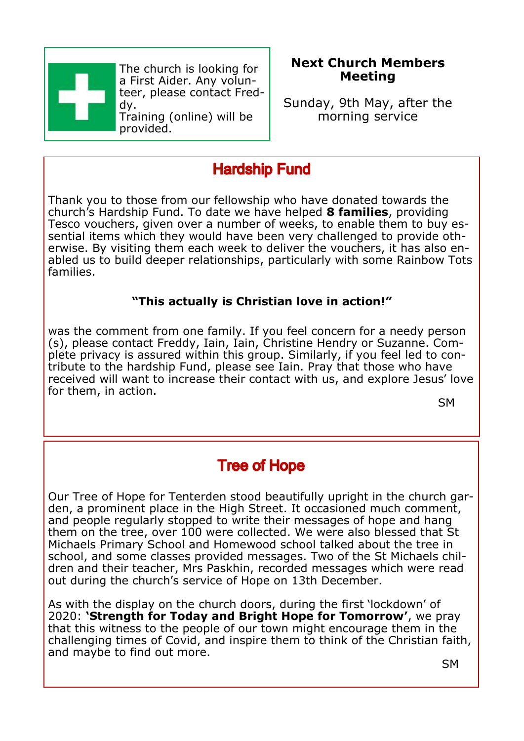The church is looking for a First Aider. Any volunteer, please contact Freddy.
Training (online) will be provided.

**Next Church Members Meeting**

Sunday, 9th May, after the morning service

## Hardship Fund

Thank you to those from our fellowship who have donated towards the church's Hardship Fund. To date we have helped **8 families**, providing Tesco vouchers, given over a number of weeks, to enable them to buy essential items which they would have been very challenged to provide otherwise. By visiting them each week to deliver the vouchers, it has also enabled us to build deeper relationships, particularly with some Rainbow Tots families.

**"This actually is Christian love in action!"**

was the comment from one family. If you feel concern for a needy person (s), please contact Freddy, Iain, Iain, Christine Hendry or Suzanne. Complete privacy is assured within this group. Similarly, if you feel led to contribute to the hardship Fund, please see Iain. Pray that those who have received will want to increase their contact with us, and explore Jesus' love for them, in action.

SM

## Tree of Hope

Our Tree of Hope for Tenterden stood beautifully upright in the church garden, a prominent place in the High Street. It occasioned much comment, and people regularly stopped to write their messages of hope and hang them on the tree, over 100 were collected. We were also blessed that St Michaels Primary School and Homewood school talked about the tree in school, and some classes provided messages. Two of the St Michaels children and their teacher, Mrs Paskhin, recorded messages which were read out during the church's service of Hope on 13th December.

As with the display on the church doors, during the first 'lockdown' of 2020: **'Strength for Today and Bright Hope for Tomorrow'**, we pray that this witness to the people of our town might encourage them in the challenging times of Covid, and inspire them to think of the Christian faith, and maybe to find out more.

SM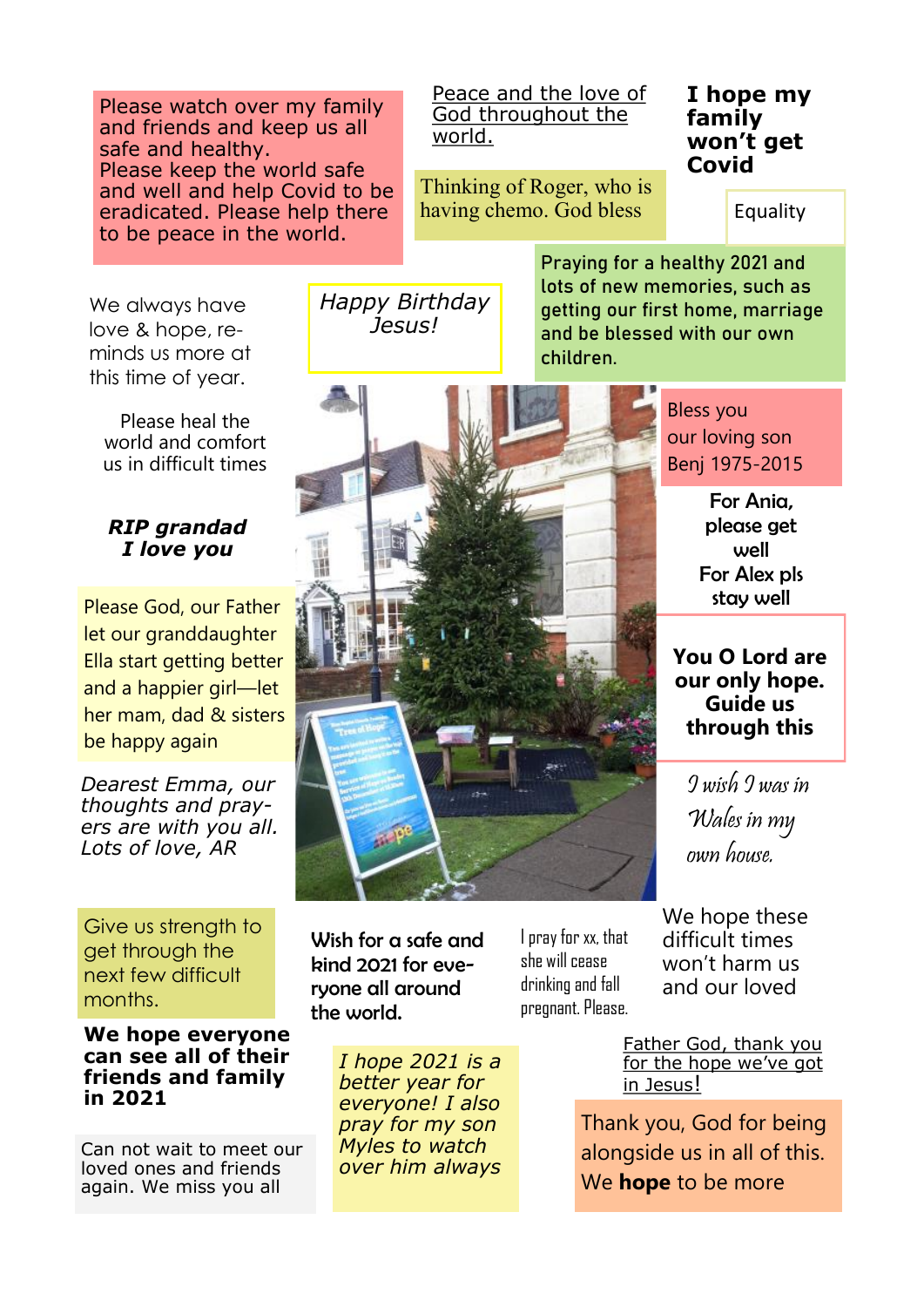Please watch over my family and friends and keep us all safe and healthy.
Please keep the world safe and well and help Covid to be eradicated. Please help there to be peace in the world.

Peace and the love of God throughout the world.

Thinking of Roger, who is having chemo. God bless

**I hope my family won't get Covid**

Equality

Praying for a healthy 2021 and lots of new memories, such as getting our first home, marriage and be blessed with our own children.

We always have love & hope, reminds us more at this time of year.

*Happy Birthday Jesus!*

Please heal the world and comfort us in difficult times

***RIP grandad I love you***

Bless you our loving son Benj 1975-2015

**For Ania, please get well**
**For Alex pls stay well**

Please God, our Father let our granddaughter Ella start getting better and a happier girl—let her mam, dad & sisters be happy again

**You O Lord are our only hope. Guide us through this**

*Dearest Emma, our thoughts and prayers are with you all. Lots of love, AR*

*I wish I was in Wales in my own house.*

Give us strength to get through the next few difficult months.

**Wish for a safe and kind 2021 for everyone all around the world.**

I pray for xx, that she will cease drinking and fall pregnant. Please.

We hope these difficult times won't harm us and our loved

**We hope everyone can see all of their friends and family in 2021**

*I hope 2021 is a better year for everyone! I also pray for my son Myles to watch over him always*

Father God, thank you for the hope we've got in Jesus!

Can not wait to meet our loved ones and friends again. We miss you all

Thank you, God for being alongside us in all of this. We **hope** to be more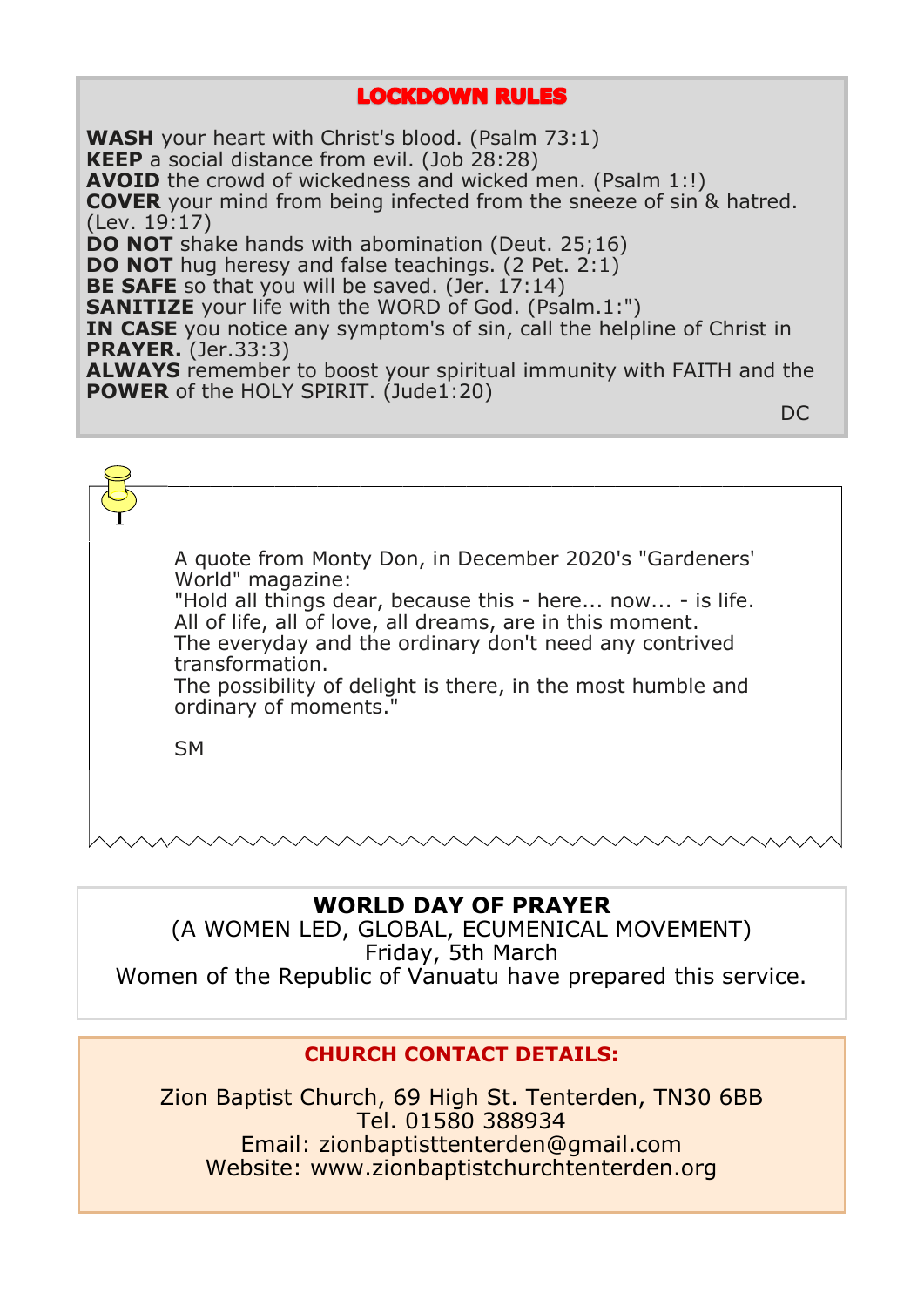## LOCKDOWN RULES

**WASH** your heart with Christ's blood. (Psalm 73:1)
**KEEP** a social distance from evil. (Job 28:28)
**AVOID** the crowd of wickedness and wicked men. (Psalm 1:!)
**COVER** your mind from being infected from the sneeze of sin & hatred. (Lev. 19:17)
**DO NOT** shake hands with abomination (Deut. 25;16)
**DO NOT** hug heresy and false teachings. (2 Pet. 2:1)
**BE SAFE** so that you will be saved. (Jer. 17:14)
**SANITIZE** your life with the WORD of God. (Psalm.1:")
**IN CASE** you notice any symptom's of sin, call the helpline of Christ in **PRAYER.** (Jer.33:3)
**ALWAYS** remember to boost your spiritual immunity with FAITH and the **POWER** of the HOLY SPIRIT. (Jude1:20)

DC

---

A quote from Monty Don, in December 2020's "Gardeners' World" magazine:
"Hold all things dear, because this - here... now... - is life.
All of life, all of love, all dreams, are in this moment.
The everyday and the ordinary don't need any contrived transformation.
The possibility of delight is there, in the most humble and ordinary of moments."

SM

---

**WORLD DAY OF PRAYER**
(A WOMEN LED, GLOBAL, ECUMENICAL MOVEMENT)
Friday, 5th March
Women of the Republic of Vanuatu have prepared this service.

---

**CHURCH CONTACT DETAILS:**

Zion Baptist Church, 69 High St. Tenterden, TN30 6BB
Tel. 01580 388934
Email: zionbaptisttenterden@gmail.com
Website: www.zionbaptistchurchtenterden.org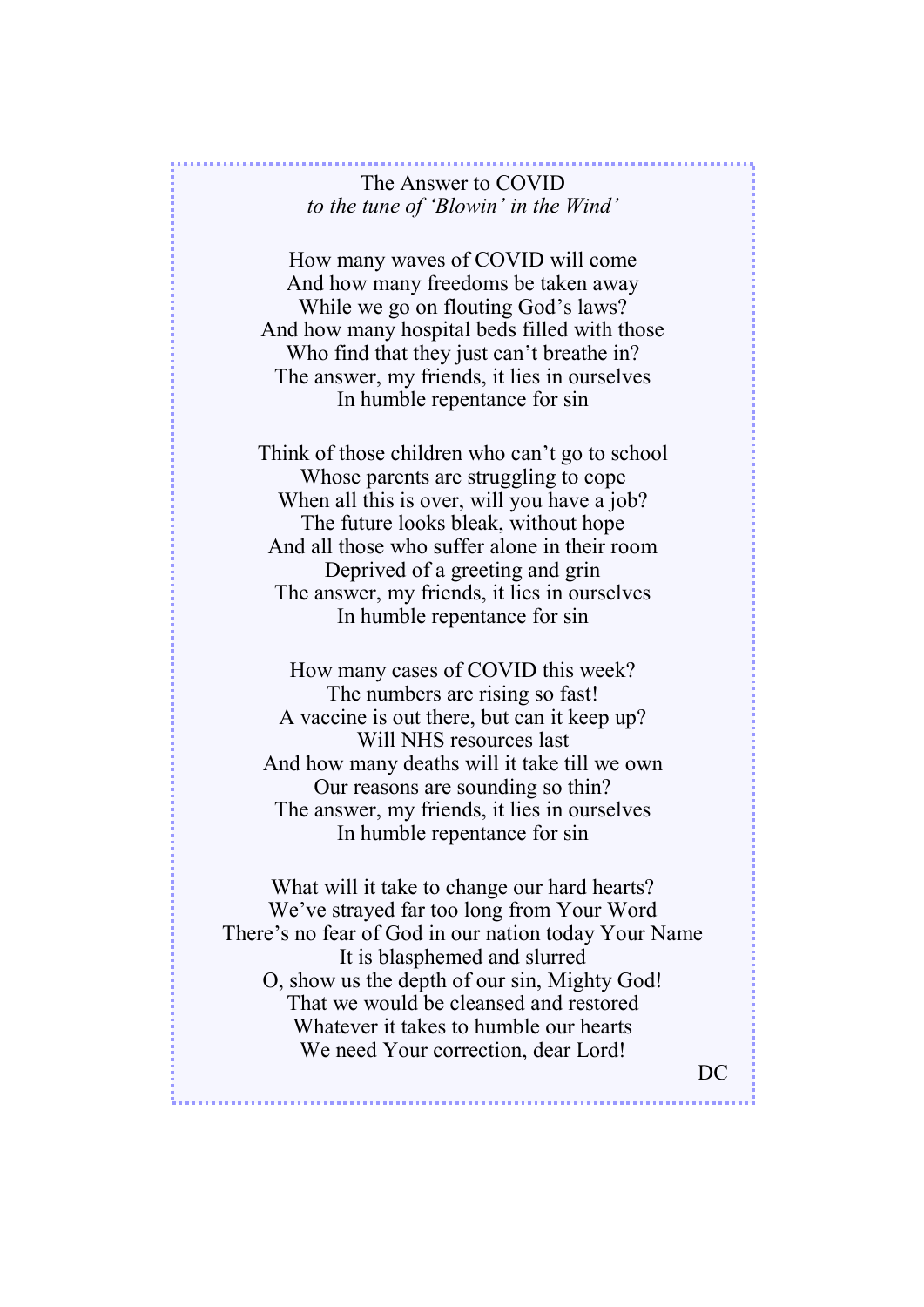# The Answer to COVID

*to the tune of 'Blowin' in the Wind'*

How many waves of COVID will come  
And how many freedoms be taken away  
While we go on flouting God's laws?  
And how many hospital beds filled with those  
Who find that they just can't breathe in?  
The answer, my friends, it lies in ourselves  
In humble repentance for sin

Think of those children who can't go to school  
Whose parents are struggling to cope  
When all this is over, will you have a job?  
The future looks bleak, without hope  
And all those who suffer alone in their room  
Deprived of a greeting and grin  
The answer, my friends, it lies in ourselves  
In humble repentance for sin

How many cases of COVID this week?  
The numbers are rising so fast!  
A vaccine is out there, but can it keep up?  
Will NHS resources last  
And how many deaths will it take till we own  
Our reasons are sounding so thin?  
The answer, my friends, it lies in ourselves  
In humble repentance for sin

What will it take to change our hard hearts?  
We've strayed far too long from Your Word  
There's no fear of God in our nation today Your Name  
It is blasphemed and slurred  
O, show us the depth of our sin, Mighty God!  
That we would be cleansed and restored  
Whatever it takes to humble our hearts  
We need Your correction, dear Lord!

DC